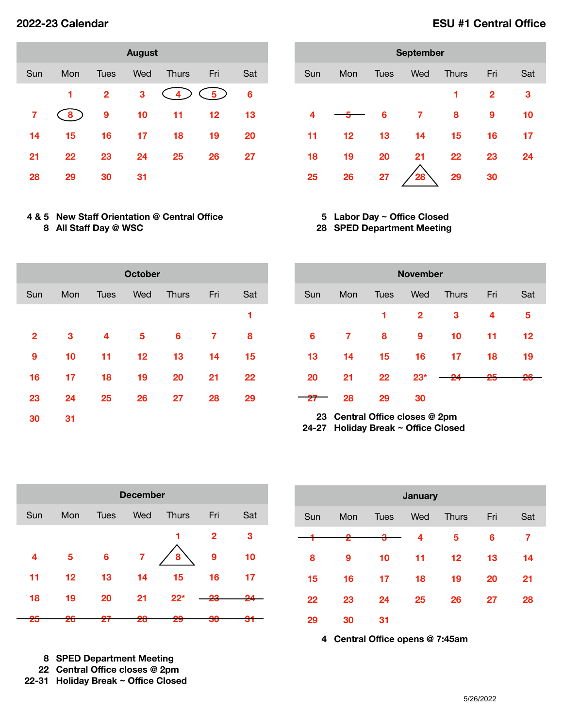# 2022-23 Calendar

# ESU #1 Central Office

## August

| Sun | Mon | Tues | Wed | Thurs | Fri | Sat |
|---|---|---|---|---|---|---|
| | 1 | 2 | 3 | 4 | 5 | 6 |
| 7 | 8 | 9 | 10 | 11 | 12 | 13 |
| 14 | 15 | 16 | 17 | 18 | 19 | 20 |
| 21 | 22 | 23 | 24 | 25 | 26 | 27 |
| 28 | 29 | 30 | 31 | | | |

**4 & 5** **New Staff Orientation @ Central Office**
**8** **All Staff Day @ WSC**

## September

| Sun | Mon | Tues | Wed | Thurs | Fri | Sat |
|---|---|---|---|---|---|---|
| | | | | 1 | 2 | 3 |
| 4 | ~~5~~ | 6 | 7 | 8 | 9 | 10 |
| 11 | 12 | 13 | 14 | 15 | 16 | 17 |
| 18 | 19 | 20 | 21 | 22 | 23 | 24 |
| 25 | 26 | 27 | 28 | 29 | 30 | |

**5** **Labor Day ~ Office Closed**
**28** **SPED Department Meeting**

## October

| Sun | Mon | Tues | Wed | Thurs | Fri | Sat |
|---|---|---|---|---|---|---|
| | | | | | | 1 |
| 2 | 3 | 4 | 5 | 6 | 7 | 8 |
| 9 | 10 | 11 | 12 | 13 | 14 | 15 |
| 16 | 17 | 18 | 19 | 20 | 21 | 22 |
| 23 | 24 | 25 | 26 | 27 | 28 | 29 |
| 30 | 31 | | | | | |

## November

| Sun | Mon | Tues | Wed | Thurs | Fri | Sat |
|---|---|---|---|---|---|---|
| | | 1 | 2 | 3 | 4 | 5 |
| 6 | 7 | 8 | 9 | 10 | 11 | 12 |
| 13 | 14 | 15 | 16 | 17 | 18 | 19 |
| 20 | 21 | 22 | 23* | ~~24~~ | ~~25~~ | ~~26~~ |
| ~~27~~ | 28 | 29 | 30 | | | |

**23** **Central Office closes @ 2pm**
**24-27** **Holiday Break ~ Office Closed**

## December

| Sun | Mon | Tues | Wed | Thurs | Fri | Sat |
|---|---|---|---|---|---|---|
| | | | | 1 | 2 | 3 |
| 4 | 5 | 6 | 7 | 8 | 9 | 10 |
| 11 | 12 | 13 | 14 | 15 | 16 | 17 |
| 18 | 19 | 20 | 21 | 22* | ~~23~~ | ~~24~~ |
| ~~25~~ | ~~26~~ | ~~27~~ | ~~28~~ | ~~29~~ | ~~30~~ | ~~31~~ |

**8** **SPED Department Meeting**
**22** **Central Office closes @ 2pm**
**22-31** **Holiday Break ~ Office Closed**

## January

| Sun | Mon | Tues | Wed | Thurs | Fri | Sat |
|---|---|---|---|---|---|---|
| ~~1~~ | ~~2~~ | ~~3~~ | 4 | 5 | 6 | 7 |
| 8 | 9 | 10 | 11 | 12 | 13 | 14 |
| 15 | 16 | 17 | 18 | 19 | 20 | 21 |
| 22 | 23 | 24 | 25 | 26 | 27 | 28 |
| 29 | 30 | 31 | | | | |

**4** **Central Office opens @ 7:45am**

5/26/2022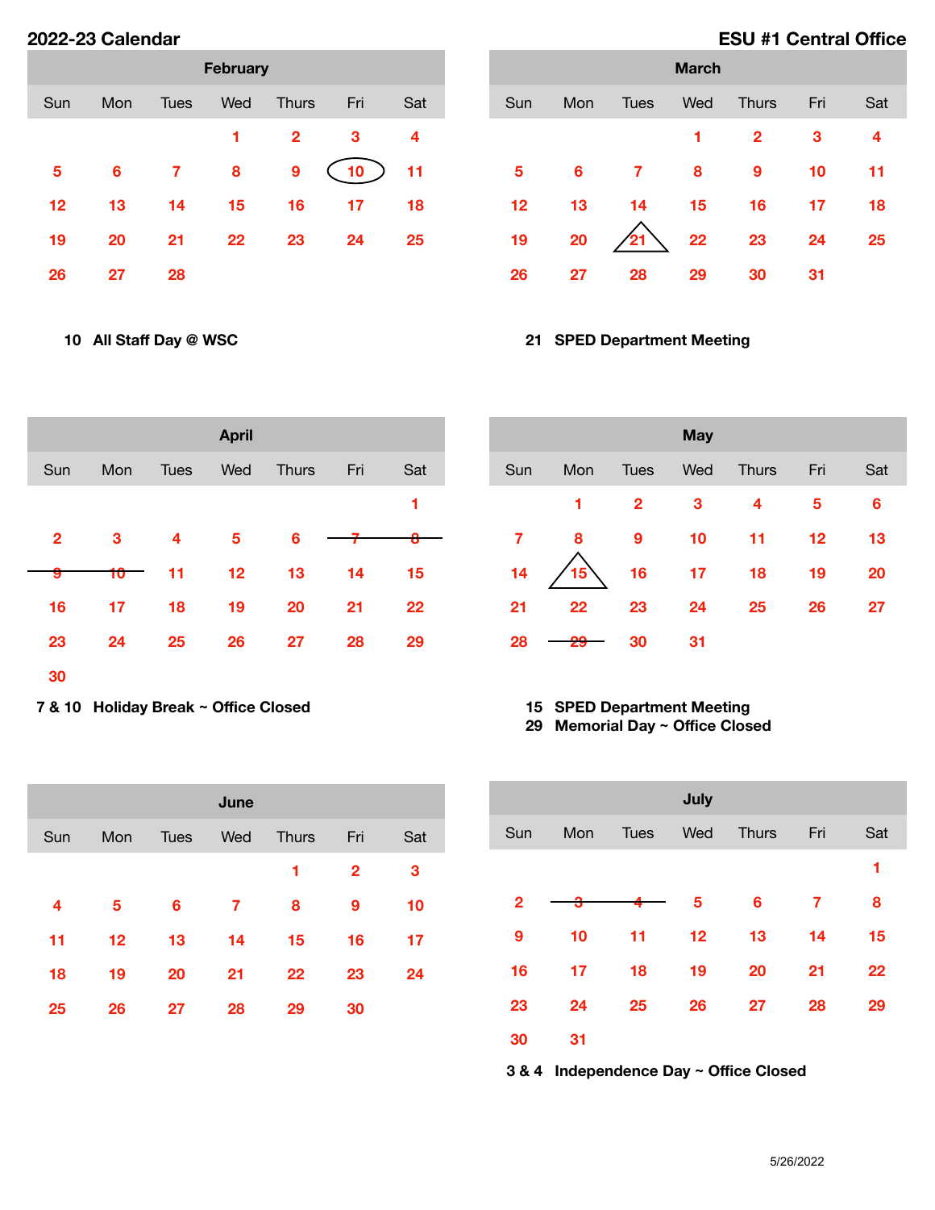**2022-23 Calendar** | **ESU #1 Central Office**

### February

| Sun | Mon | Tues | Wed | Thurs | Fri | Sat |
|---|---|---|---|---|---|---|
| | | | 1 | 2 | 3 | 4 |
| 5 | 6 | 7 | 8 | 9 | 10 | 11 |
| 12 | 13 | 14 | 15 | 16 | 17 | 18 |
| 19 | 20 | 21 | 22 | 23 | 24 | 25 |
| 26 | 27 | 28 | | | | |

**10 All Staff Day @ WSC**

### March

| Sun | Mon | Tues | Wed | Thurs | Fri | Sat |
|---|---|---|---|---|---|---|
| | | | 1 | 2 | 3 | 4 |
| 5 | 6 | 7 | 8 | 9 | 10 | 11 |
| 12 | 13 | 14 | 15 | 16 | 17 | 18 |
| 19 | 20 | 21 | 22 | 23 | 24 | 25 |
| 26 | 27 | 28 | 29 | 30 | 31 | |

**21 SPED Department Meeting**

### April

| Sun | Mon | Tues | Wed | Thurs | Fri | Sat |
|---|---|---|---|---|---|---|
| | | | | | | 1 |
| 2 | 3 | 4 | 5 | 6 | ~~7~~ | ~~8~~ |
| ~~9~~ | ~~10~~ | 11 | 12 | 13 | 14 | 15 |
| 16 | 17 | 18 | 19 | 20 | 21 | 22 |
| 23 | 24 | 25 | 26 | 27 | 28 | 29 |
| 30 | | | | | | |

**7 & 10 Holiday Break ~ Office Closed**

### May

| Sun | Mon | Tues | Wed | Thurs | Fri | Sat |
|---|---|---|---|---|---|---|
| | 1 | 2 | 3 | 4 | 5 | 6 |
| 7 | 8 | 9 | 10 | 11 | 12 | 13 |
| 14 | 15 | 16 | 17 | 18 | 19 | 20 |
| 21 | 22 | 23 | 24 | 25 | 26 | 27 |
| 28 | ~~29~~ | 30 | 31 | | | |

**15 SPED Department Meeting**
**29 Memorial Day ~ Office Closed**

### June

| Sun | Mon | Tues | Wed | Thurs | Fri | Sat |
|---|---|---|---|---|---|---|
| | | | | 1 | 2 | 3 |
| 4 | 5 | 6 | 7 | 8 | 9 | 10 |
| 11 | 12 | 13 | 14 | 15 | 16 | 17 |
| 18 | 19 | 20 | 21 | 22 | 23 | 24 |
| 25 | 26 | 27 | 28 | 29 | 30 | |

### July

| Sun | Mon | Tues | Wed | Thurs | Fri | Sat |
|---|---|---|---|---|---|---|
| | | | | | | 1 |
| 2 | ~~3~~ | ~~4~~ | 5 | 6 | 7 | 8 |
| 9 | 10 | 11 | 12 | 13 | 14 | 15 |
| 16 | 17 | 18 | 19 | 20 | 21 | 22 |
| 23 | 24 | 25 | 26 | 27 | 28 | 29 |
| 30 | 31 | | | | | |

**3 & 4 Independence Day ~ Office Closed**

5/26/2022